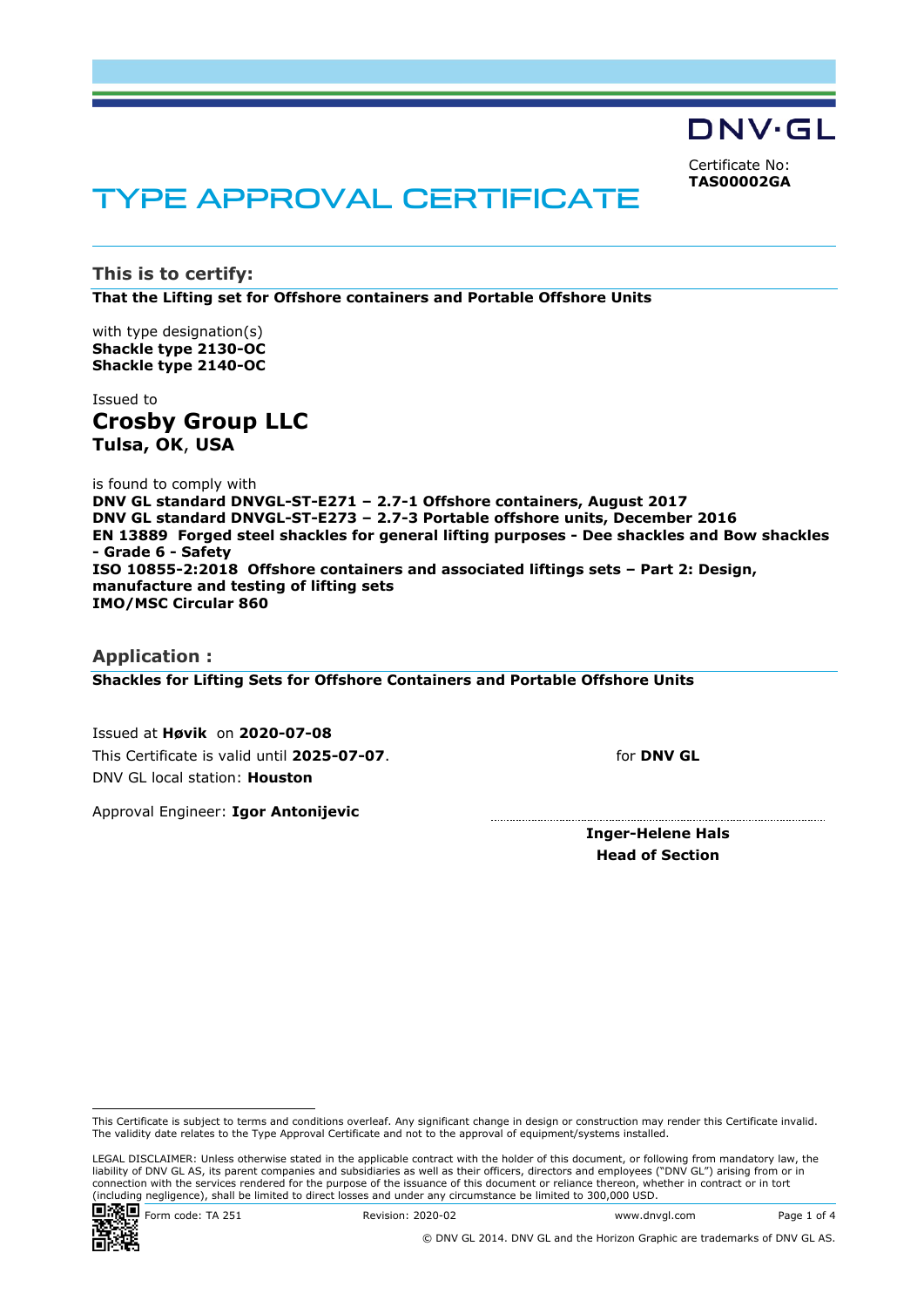DNV·GL

Certificate No:
**TAS00002GA**

# TYPE APPROVAL CERTIFICATE

## This is to certify:

**That the Lifting set for Offshore containers and Portable Offshore Units**

with type designation(s)
**Shackle type 2130-OC**
**Shackle type 2140-OC**

Issued to
**Crosby Group LLC**
**Tulsa, OK, USA**

is found to comply with
**DNV GL standard DNVGL-ST-E271 – 2.7-1 Offshore containers, August 2017**
**DNV GL standard DNVGL-ST-E273 – 2.7-3 Portable offshore units, December 2016**
**EN 13889 Forged steel shackles for general lifting purposes - Dee shackles and Bow shackles - Grade 6 - Safety**
**ISO 10855-2:2018 Offshore containers and associated liftings sets – Part 2: Design, manufacture and testing of lifting sets**
**IMO/MSC Circular 860**

## Application :

**Shackles for Lifting Sets for Offshore Containers and Portable Offshore Units**

Issued at **Høvik** on **2020-07-08**
This Certificate is valid until **2025-07-07**.
DNV GL local station: **Houston**

Approval Engineer: **Igor Antonijevic**

for **DNV GL**

**Inger-Helene Hals**
**Head of Section**

This Certificate is subject to terms and conditions overleaf. Any significant change in design or construction may render this Certificate invalid. The validity date relates to the Type Approval Certificate and not to the approval of equipment/systems installed.

LEGAL DISCLAIMER: Unless otherwise stated in the applicable contract with the holder of this document, or following from mandatory law, the liability of DNV GL AS, its parent companies and subsidiaries as well as their officers, directors and employees ("DNV GL") arising from or in connection with the services rendered for the purpose of the issuance of this document or reliance thereon, whether in contract or in tort (including negligence), shall be limited to direct losses and under any circumstance be limited to 300,000 USD.

Form code: TA 251 Revision: 2020-02 www.dnvgl.com

© DNV GL 2014. DNV GL and the Horizon Graphic are trademarks of DNV GL AS.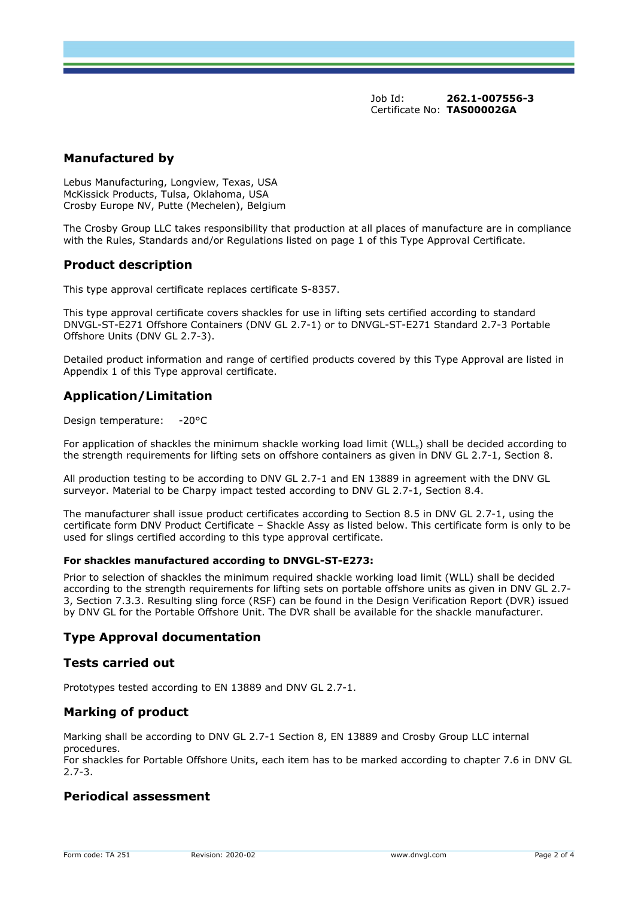Job Id: **262.1-007556-3**
Certificate No: **TAS00002GA**

## Manufactured by

Lebus Manufacturing, Longview, Texas, USA
McKissick Products, Tulsa, Oklahoma, USA
Crosby Europe NV, Putte (Mechelen), Belgium

The Crosby Group LLC takes responsibility that production at all places of manufacture are in compliance with the Rules, Standards and/or Regulations listed on page 1 of this Type Approval Certificate.

## Product description

This type approval certificate replaces certificate S-8357.

This type approval certificate covers shackles for use in lifting sets certified according to standard DNVGL-ST-E271 Offshore Containers (DNV GL 2.7-1) or to DNVGL-ST-E271 Standard 2.7-3 Portable Offshore Units (DNV GL 2.7-3).

Detailed product information and range of certified products covered by this Type Approval are listed in Appendix 1 of this Type approval certificate.

## Application/Limitation

Design temperature: -20°C

For application of shackles the minimum shackle working load limit ($WLL_s$) shall be decided according to the strength requirements for lifting sets on offshore containers as given in DNV GL 2.7-1, Section 8.

All production testing to be according to DNV GL 2.7-1 and EN 13889 in agreement with the DNV GL surveyor. Material to be Charpy impact tested according to DNV GL 2.7-1, Section 8.4.

The manufacturer shall issue product certificates according to Section 8.5 in DNV GL 2.7-1, using the certificate form DNV Product Certificate – Shackle Assy as listed below. This certificate form is only to be used for slings certified according to this type approval certificate.

#### For shackles manufactured according to DNVGL-ST-E273:

Prior to selection of shackles the minimum required shackle working load limit (WLL) shall be decided according to the strength requirements for lifting sets on portable offshore units as given in DNV GL 2.7-3, Section 7.3.3. Resulting sling force (RSF) can be found in the Design Verification Report (DVR) issued by DNV GL for the Portable Offshore Unit. The DVR shall be available for the shackle manufacturer.

## Type Approval documentation

## Tests carried out

Prototypes tested according to EN 13889 and DNV GL 2.7-1.

## Marking of product

Marking shall be according to DNV GL 2.7-1 Section 8, EN 13889 and Crosby Group LLC internal procedures.
For shackles for Portable Offshore Units, each item has to be marked according to chapter 7.6 in DNV GL 2.7-3.

## Periodical assessment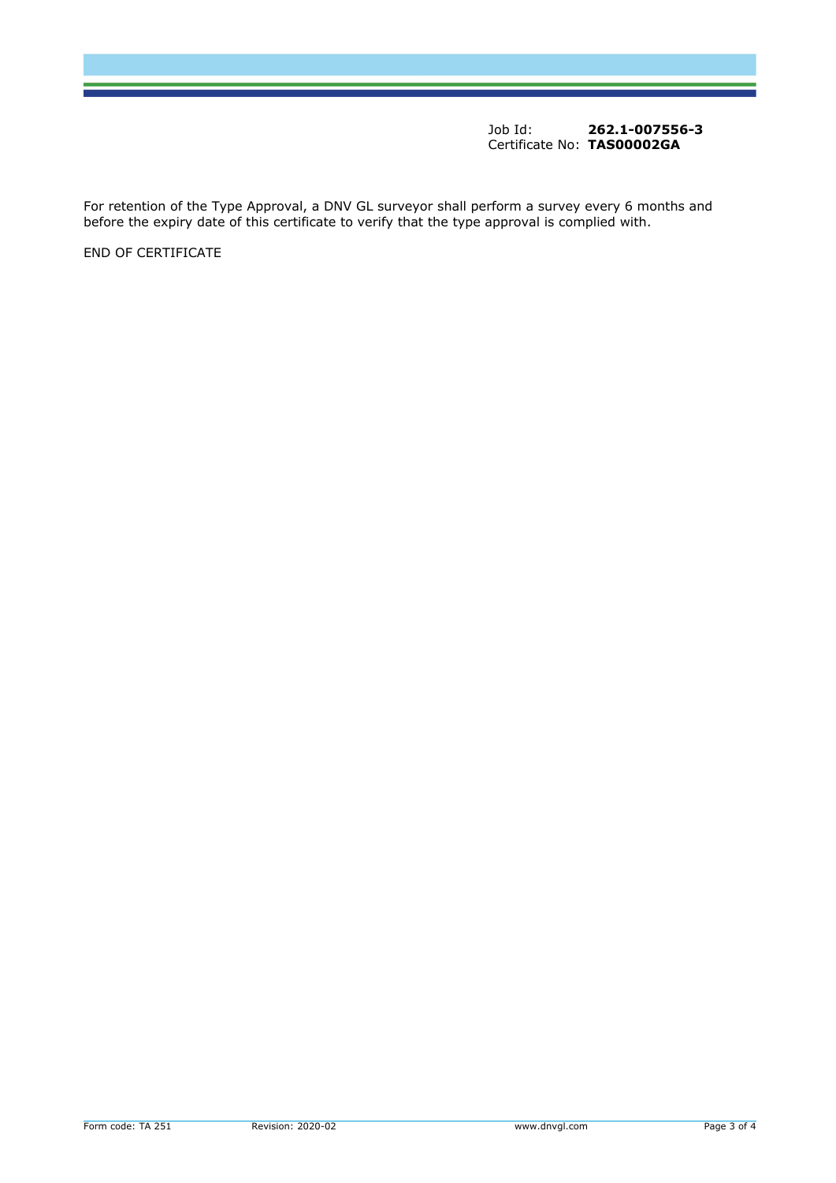Job Id: **262.1-007556-3**
Certificate No: **TAS00002GA**

For retention of the Type Approval, a DNV GL surveyor shall perform a survey every 6 months and before the expiry date of this certificate to verify that the type approval is complied with.

END OF CERTIFICATE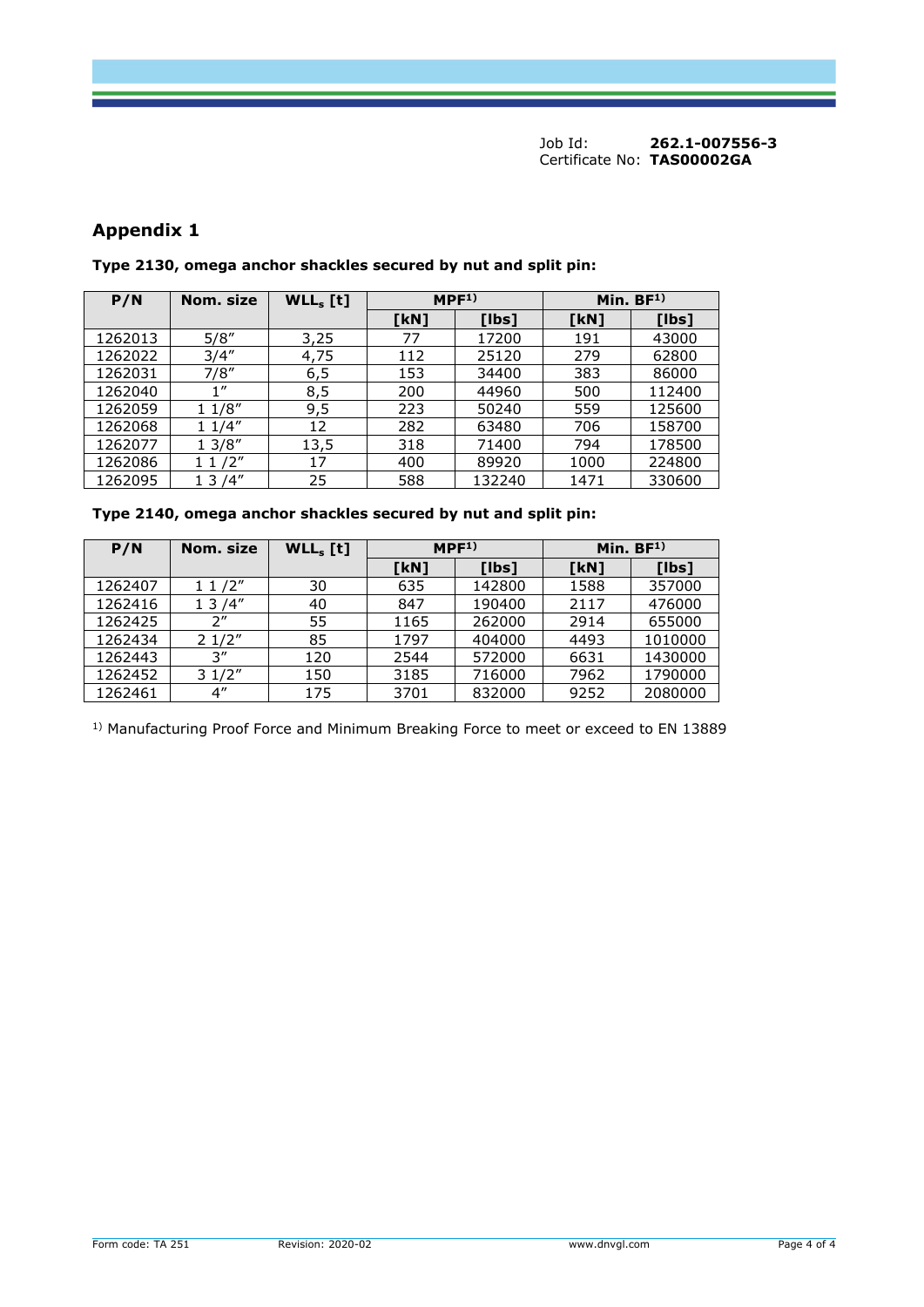Job Id: **262.1-007556-3**
Certificate No: **TAS00002GA**

## Appendix 1

**Type 2130, omega anchor shackles secured by nut and split pin:**

| P/N | Nom. size | $WLL_s$ [t] | MPF[1] | | Min. BF[1] | |
|---|---|---|---|---|---|---|
| | | | [kN] | [lbs] | [kN] | [lbs] |
| 1262013 | 5/8″ | 3,25 | 77 | 17200 | 191 | 43000 |
| 1262022 | 3/4″ | 4,75 | 112 | 25120 | 279 | 62800 |
| 1262031 | 7/8″ | 6,5 | 153 | 34400 | 383 | 86000 |
| 1262040 | 1″ | 8,5 | 200 | 44960 | 500 | 112400 |
| 1262059 | 1 1/8″ | 9,5 | 223 | 50240 | 559 | 125600 |
| 1262068 | 1 1/4″ | 12 | 282 | 63480 | 706 | 158700 |
| 1262077 | 1 3/8″ | 13,5 | 318 | 71400 | 794 | 178500 |
| 1262086 | 1 1 /2″ | 17 | 400 | 89920 | 1000 | 224800 |
| 1262095 | 1 3 /4″ | 25 | 588 | 132240 | 1471 | 330600 |

**Type 2140, omega anchor shackles secured by nut and split pin:**

| P/N | Nom. size | $WLL_s$ [t] | MPF[1] | | Min. BF[1] | |
|---|---|---|---|---|---|---|
| | | | [kN] | [lbs] | [kN] | [lbs] |
| 1262407 | 1 1 /2″ | 30 | 635 | 142800 | 1588 | 357000 |
| 1262416 | 1 3 /4″ | 40 | 847 | 190400 | 2117 | 476000 |
| 1262425 | 2″ | 55 | 1165 | 262000 | 2914 | 655000 |
| 1262434 | 2 1/2″ | 85 | 1797 | 404000 | 4493 | 1010000 |
| 1262443 | 3″ | 120 | 2544 | 572000 | 6631 | 1430000 |
| 1262452 | 3 1/2″ | 150 | 3185 | 716000 | 7962 | 1790000 |
| 1262461 | 4″ | 175 | 3701 | 832000 | 9252 | 2080000 |

[1] Manufacturing Proof Force and Minimum Breaking Force to meet or exceed to EN 13889

Form code: TA 251 Revision: 2020-02 www.dnvgl.com